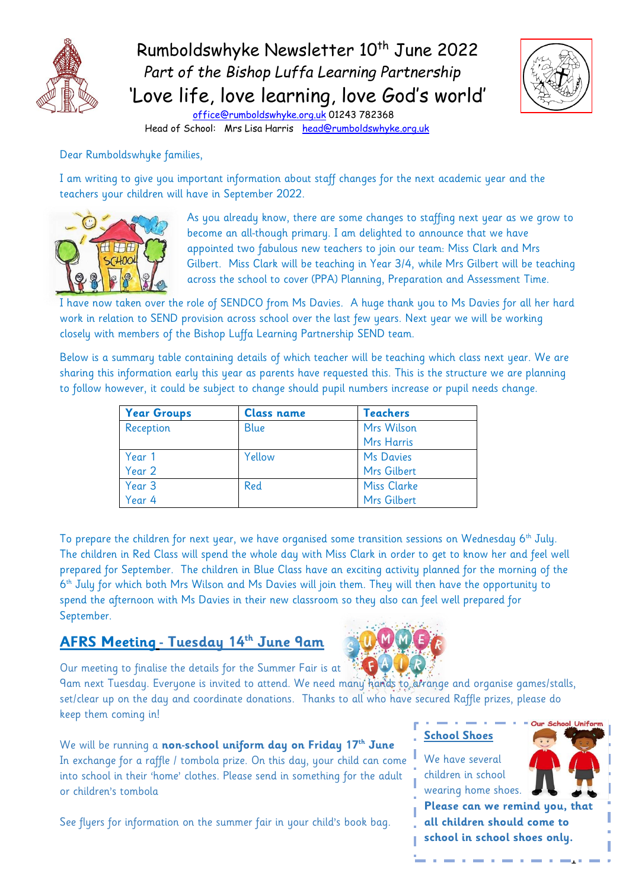# Rumboldswhyke Newsletter 10th June 2022

*Part of the Bishop Luffa Learning Partnership*

'Love life, love learning, love God's world'

office@rumboldswhyke.org.uk 01243 782368

Head of School: Mrs Lisa Harris head@rumboldswhyke.org.uk

Dear Rumboldswhyke families,

I am writing to give you important information about staff changes for the next academic year and the teachers your children will have in September 2022.

As you already know, there are some changes to staffing next year as we grow to become an all-though primary. I am delighted to announce that we have appointed two fabulous new teachers to join our team: Miss Clark and Mrs Gilbert. Miss Clark will be teaching in Year 3/4, while Mrs Gilbert will be teaching across the school to cover (PPA) Planning, Preparation and Assessment Time.

I have now taken over the role of SENDCO from Ms Davies. A huge thank you to Ms Davies for all her hard work in relation to SEND provision across school over the last few years. Next year we will be working closely with members of the Bishop Luffa Learning Partnership SEND team.

Below is a summary table containing details of which teacher will be teaching which class next year. We are sharing this information early this year as parents have requested this. This is the structure we are planning to follow however, it could be subject to change should pupil numbers increase or pupil needs change.

| Year Groups | Class name | Teachers |
|---|---|---|
| Reception | Blue | Mrs Wilson<br>Mrs Harris |
| Year 1<br>Year 2 | Yellow | Ms Davies<br>Mrs Gilbert |
| Year 3<br>Year 4 | Red | Miss Clarke<br>Mrs Gilbert |

To prepare the children for next year, we have organised some transition sessions on Wednesday 6th July. The children in Red Class will spend the whole day with Miss Clark in order to get to know her and feel well prepared for September. The children in Blue Class have an exciting activity planned for the morning of the 6th July for which both Mrs Wilson and Ms Davies will join them. They will then have the opportunity to spend the afternoon with Ms Davies in their new classroom so they also can feel well prepared for September.

## AFRS Meeting - Tuesday 14th June 9am

Our meeting to finalise the details for the Summer Fair is at 9am next Tuesday. Everyone is invited to attend. We need many hands to arrange and organise games/stalls, set/clear up on the day and coordinate donations. Thanks to all who have secured Raffle prizes, please do keep them coming in!

We will be running a **non-school uniform day on Friday 17th June** In exchange for a raffle / tombola prize. On this day, your child can come into school in their 'home' clothes. Please send in something for the adult or children's tombola

See flyers for information on the summer fair in your child's book bag.

### School Shoes

We have several children in school wearing home shoes. **Please can we remind you, that all children should come to school in school shoes only.**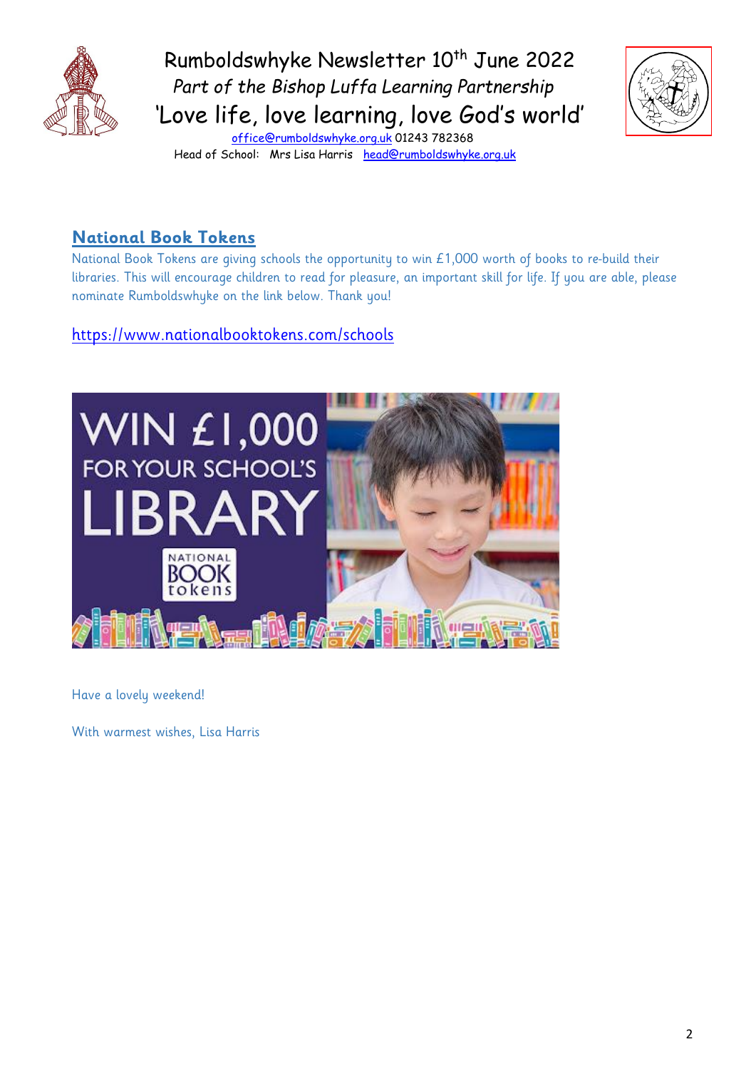Rumboldswhyke Newsletter 10th June 2022

*Part of the Bishop Luffa Learning Partnership*

'Love life, love learning, love God's world'

office@rumboldswhyke.org.uk 01243 782368

Head of School: Mrs Lisa Harris head@rumboldswhyke.org.uk

## National Book Tokens

National Book Tokens are giving schools the opportunity to win £1,000 worth of books to re-build their libraries. This will encourage children to read for pleasure, an important skill for life. If you are able, please nominate Rumboldswhyke on the link below. Thank you!

https://www.nationalbooktokens.com/schools

Have a lovely weekend!

With warmest wishes, Lisa Harris